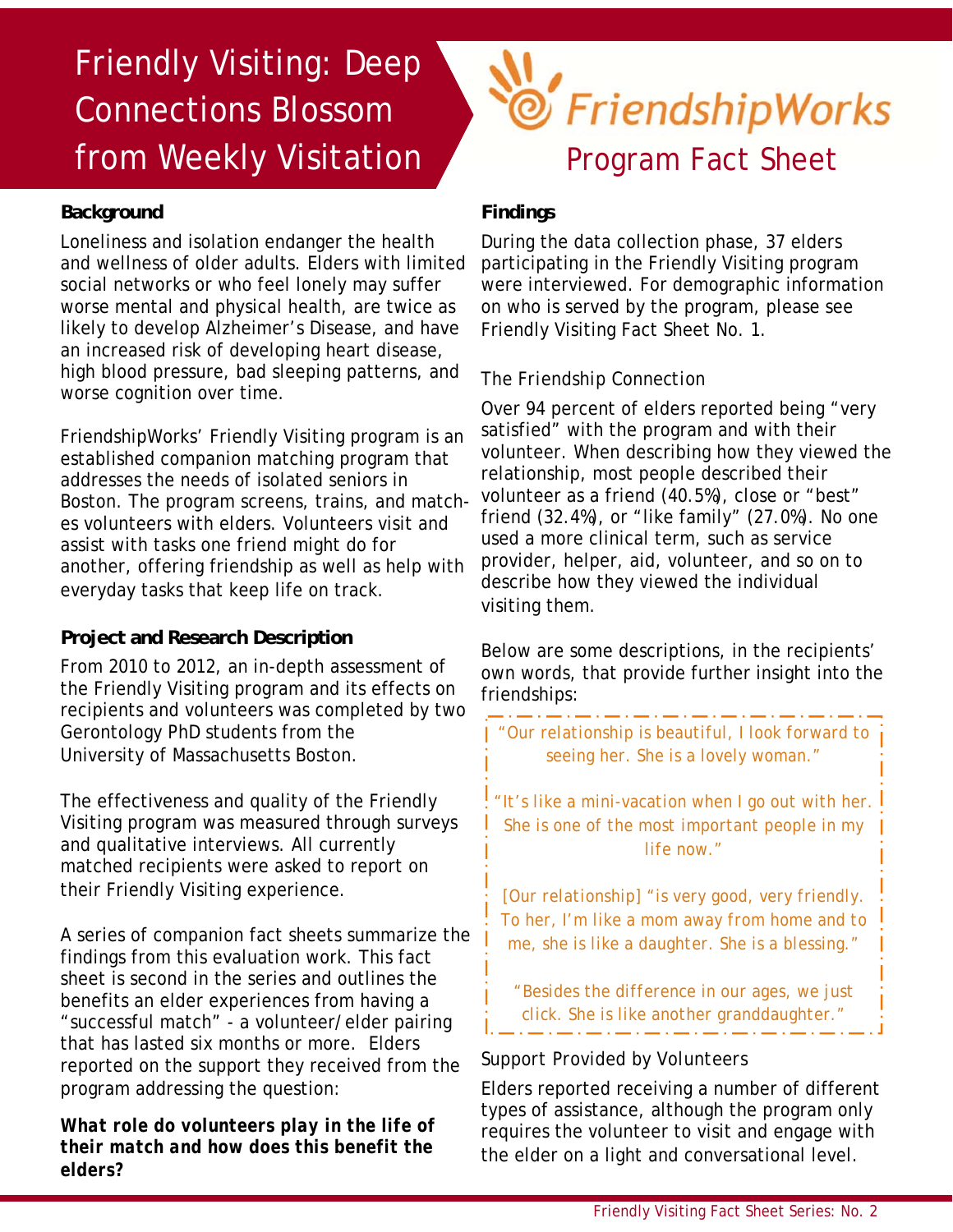# Friendly Visiting: Deep Connections Blossom from Weekly Visitation

FriendshipWorks

Program Fact Sheet

## Background

Loneliness and isolation endanger the health and wellness of older adults. Elders with limited social networks or who feel lonely may suffer worse mental and physical health, are twice as likely to develop Alzheimer's Disease, and have an increased risk of developing heart disease, high blood pressure, bad sleeping patterns, and worse cognition over time.

FriendshipWorks' Friendly Visiting program is an established companion matching program that addresses the needs of isolated seniors in Boston. The program screens, trains, and matches volunteers with elders. Volunteers visit and assist with tasks one friend might do for another, offering friendship as well as help with everyday tasks that keep life on track.

## Project and Research Description

From 2010 to 2012, an in-depth assessment of the Friendly Visiting program and its effects on recipients and volunteers was completed by two Gerontology PhD students from the University of Massachusetts Boston.

The effectiveness and quality of the Friendly Visiting program was measured through surveys and qualitative interviews. All currently matched recipients were asked to report on their Friendly Visiting experience.

A series of companion fact sheets summarize the findings from this evaluation work. This fact sheet is second in the series and outlines the benefits an elder experiences from having a "successful match" - a volunteer/elder pairing that has lasted six months or more. Elders reported on the support they received from the program addressing the question:

***What role do volunteers play in the life of their match and how does this benefit the elders?***

## Findings

During the data collection phase, 37 elders participating in the Friendly Visiting program were interviewed. For demographic information on who is served by the program, please see Friendly Visiting Fact Sheet No. 1.

### The Friendship Connection

Over 94 percent of elders reported being "very satisfied" with the program and with their volunteer. When describing how they viewed the relationship, most people described their volunteer as a friend (40.5%), close or "best" friend (32.4%), or "like family" (27.0%). No one used a more clinical term, such as service provider, helper, aid, volunteer, and so on to describe how they viewed the individual visiting them.

Below are some descriptions, in the recipients' own words, that provide further insight into the friendships:

> "Our relationship is beautiful, I look forward to seeing her. She is a lovely woman."
>
> "It's like a mini-vacation when I go out with her. She is one of the most important people in my life now."
>
> [Our relationship] "is very good, very friendly. To her, I'm like a mom away from home and to me, she is like a daughter. She is a blessing."
>
> "Besides the difference in our ages, we just click. She is like another granddaughter."

### Support Provided by Volunteers

Elders reported receiving a number of different types of assistance, although the program only requires the volunteer to visit and engage with the elder on a light and conversational level.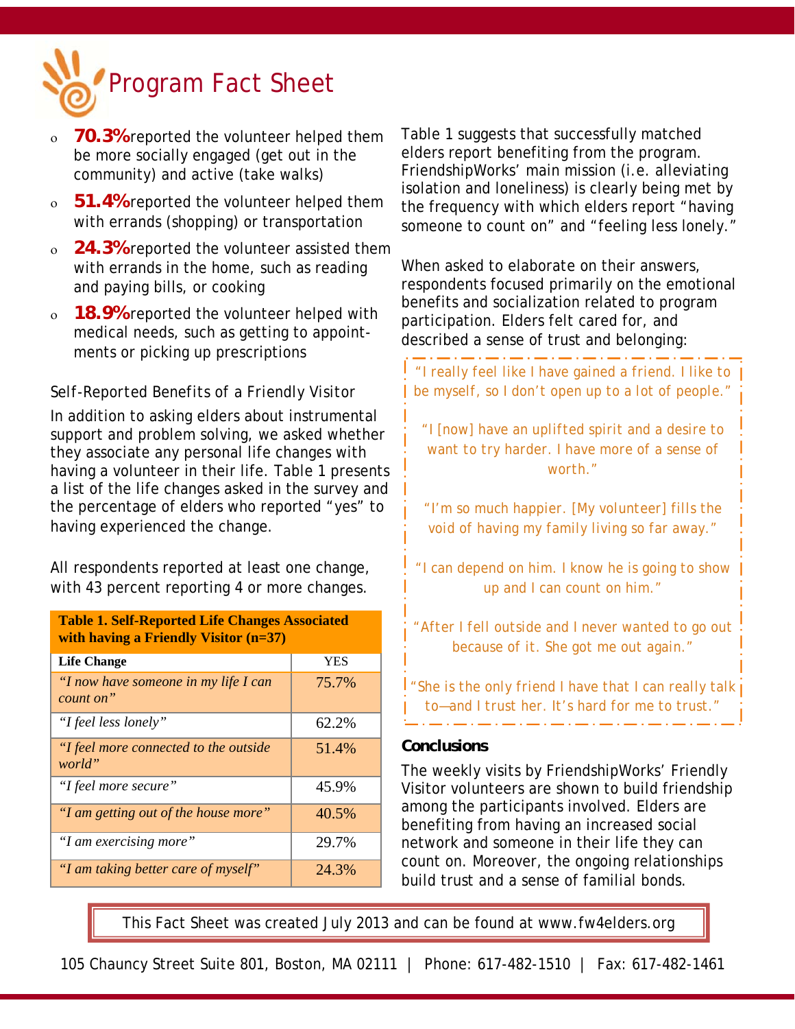# Program Fact Sheet

- **70.3%** reported the volunteer helped them be more socially engaged (get out in the community) and active (take walks)
- **51.4%** reported the volunteer helped them with errands (shopping) or transportation
- **24.3%** reported the volunteer assisted them with errands in the home, such as reading and paying bills, or cooking
- **18.9%** reported the volunteer helped with medical needs, such as getting to appointments or picking up prescriptions

### Self-Reported Benefits of a Friendly Visitor

In addition to asking elders about instrumental support and problem solving, we asked whether they associate any personal life changes with having a volunteer in their life. Table 1 presents a list of the life changes asked in the survey and the percentage of elders who reported "yes" to having experienced the change.

All respondents reported at least one change, with 43 percent reporting 4 or more changes.

**Table 1. Self-Reported Life Changes Associated with having a Friendly Visitor (n=37)**

| Life Change | YES |
|---|---|
| *"I now have someone in my life I can count on"* | 75.7% |
| *"I feel less lonely"* | 62.2% |
| *"I feel more connected to the outside world"* | 51.4% |
| *"I feel more secure"* | 45.9% |
| *"I am getting out of the house more"* | 40.5% |
| *"I am exercising more"* | 29.7% |
| *"I am taking better care of myself"* | 24.3% |

Table 1 suggests that successfully matched elders report benefiting from the program. FriendshipWorks' main mission (i.e. alleviating isolation and loneliness) is clearly being met by the frequency with which elders report "having someone to count on" and "feeling less lonely."

When asked to elaborate on their answers, respondents focused primarily on the emotional benefits and socialization related to program participation. Elders felt cared for, and described a sense of trust and belonging:

> "I really feel like I have gained a friend. I like to be myself, so I don't open up to a lot of people."
>
> "I [now] have an uplifted spirit and a desire to want to try harder. I have more of a sense of worth."
>
> "I'm so much happier. [My volunteer] fills the void of having my family living so far away."
>
> "I can depend on him. I know he is going to show up and I can count on him."
>
> "After I fell outside and I never wanted to go out because of it. She got me out again."
>
> "She is the only friend I have that I can really talk to—and I trust her. It's hard for me to trust."

### Conclusions

The weekly visits by FriendshipWorks' Friendly Visitor volunteers are shown to build friendship among the participants involved. Elders are benefiting from having an increased social network and someone in their life they can count on. Moreover, the ongoing relationships build trust and a sense of familial bonds.

This Fact Sheet was created July 2013 and can be found at www.fw4elders.org

105 Chauncy Street Suite 801, Boston, MA 02111 | Phone: 617-482-1510 | Fax: 617-482-1461